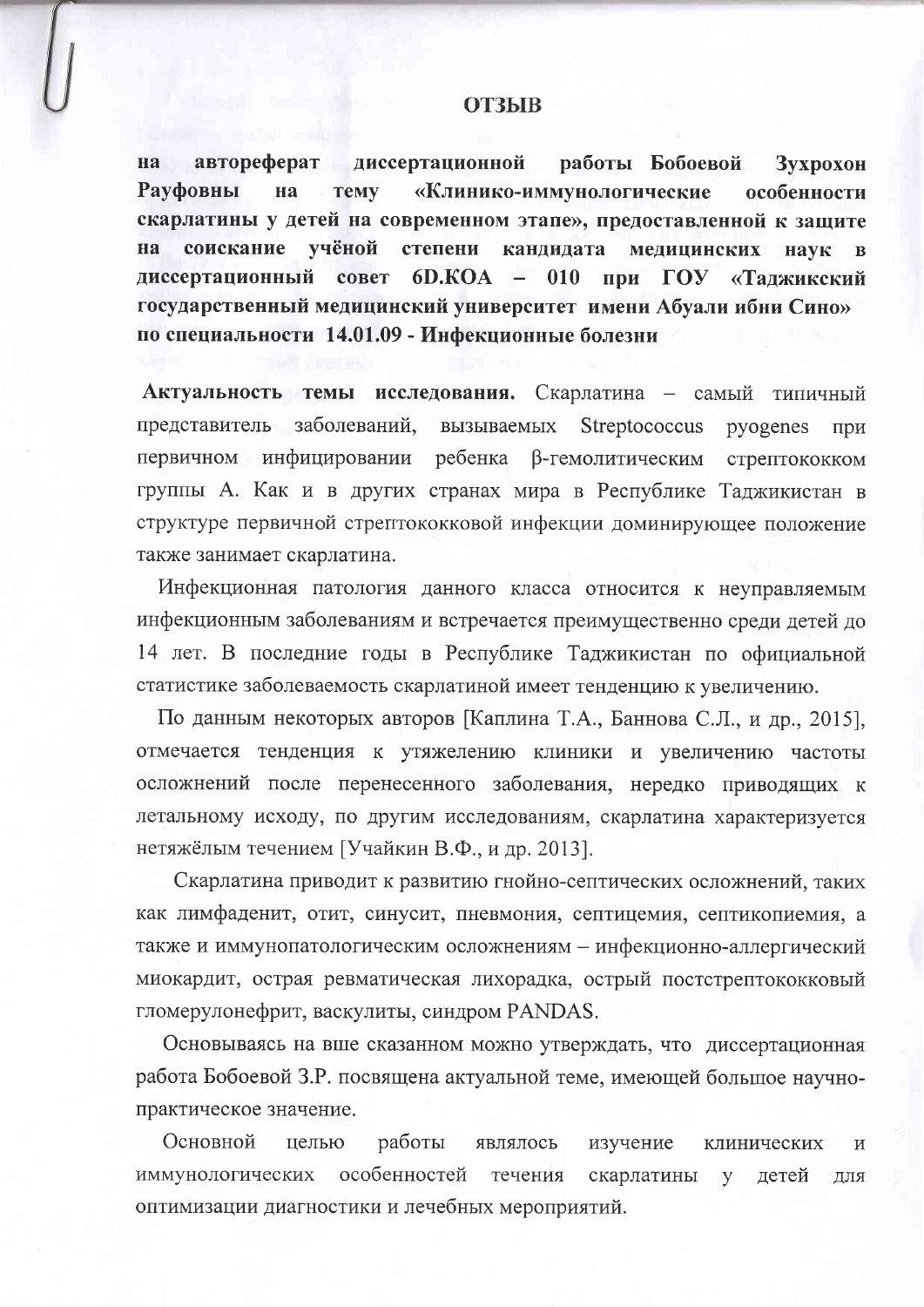# ОТЗЫВ

**на автореферат диссертационной работы Бобоевой Зухрохон Рауфовны на тему «Клинико-иммунологические особенности скарлатины у детей на современном этапе», предоставленной к защите на соискание учёной степени кандидата медицинских наук в диссертационный совет 6D.КОА – 010 при ГОУ «Таджикский государственный медицинский университет имени Абуали ибни Сино» по специальности 14.01.09 - Инфекционные болезни**

**Актуальность темы исследования.** Скарлатина – самый типичный представитель заболеваний, вызываемых Streptococcus pyogenes при первичном инфицировании ребенка β-гемолитическим стрептококком группы А. Как и в других странах мира в Республике Таджикистан в структуре первичной стрептококковой инфекции доминирующее положение также занимает скарлатина.

Инфекционная патология данного класса относится к неуправляемым инфекционным заболеваниям и встречается преимущественно среди детей до 14 лет. В последние годы в Республике Таджикистан по официальной статистике заболеваемость скарлатиной имеет тенденцию к увеличению.

По данным некоторых авторов [Каплина Т.А., Баннова С.Л., и др., 2015], отмечается тенденция к утяжелению клиники и увеличению частоты осложнений после перенесенного заболевания, нередко приводящих к летальному исходу, по другим исследованиям, скарлатина характеризуется нетяжёлым течением [Учайкин В.Ф., и др. 2013].

Скарлатина приводит к развитию гнойно-септических осложнений, таких как лимфаденит, отит, синусит, пневмония, септицемия, септикопиемия, а также и иммунопатологическим осложнениям – инфекционно-аллергический миокардит, острая ревматическая лихорадка, острый постстрептококковый гломерулонефрит, васкулиты, синдром PANDAS.

Основываясь на вше сказанном можно утверждать, что диссертационная работа Бобоевой З.Р. посвящена актуальной теме, имеющей большое научно-практическое значение.

Основной целью работы являлось изучение клинических и иммунологических особенностей течения скарлатины у детей для оптимизации диагностики и лечебных мероприятий.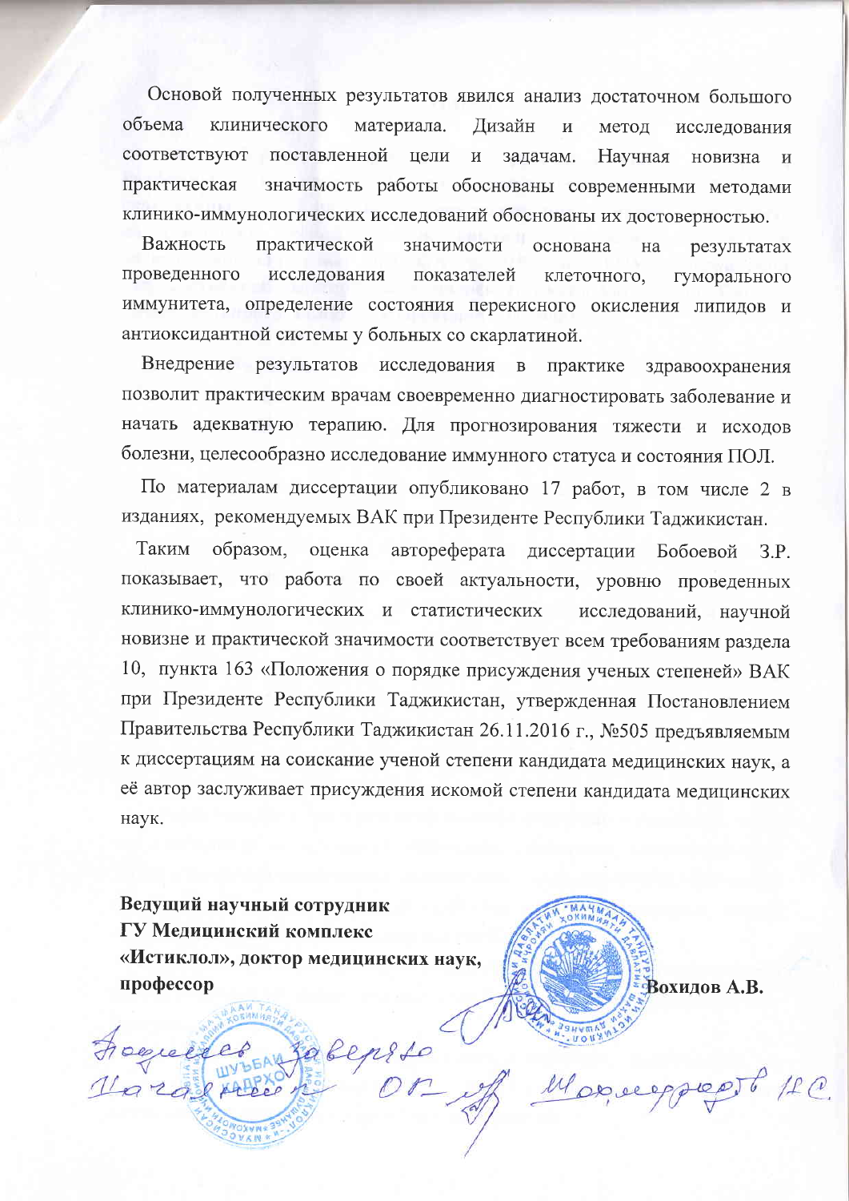Основой полученных результатов явился анализ достаточном большого объема клинического материала. Дизайн и метод исследования соответствуют поставленной цели и задачам. Научная новизна и практическая значимость работы обоснованы современными методами клинико-иммунологических исследований обоснованы их достоверностью.

Важность практической значимости основана на результатах проведенного исследования показателей клеточного, гуморального иммунитета, определение состояния перекисного окисления липидов и антиоксидантной системы у больных со скарлатиной.

Внедрение результатов исследования в практике здравоохранения позволит практическим врачам своевременно диагностировать заболевание и начать адекватную терапию. Для прогнозирования тяжести и исходов болезни, целесообразно исследование иммунного статуса и состояния ПОЛ.

По материалам диссертации опубликовано 17 работ, в том числе 2 в изданиях, рекомендуемых ВАК при Президенте Республики Таджикистан.

Таким образом, оценка автореферата диссертации Бобоевой З.Р. показывает, что работа по своей актуальности, уровню проведенных клинико-иммунологических и статистических исследований, научной новизне и практической значимости соответствует всем требованиям раздела 10, пункта 163 «Положения о порядке присуждения ученых степеней» ВАК при Президенте Республики Таджикистан, утвержденная Постановлением Правительства Республики Таджикистан 26.11.2016 г., №505 предъявляемым к диссертациям на соискание ученой степени кандидата медицинских наук, а её автор заслуживает присуждения искомой степени кандидата медицинских наук.

**Ведущий научный сотрудник**
**ГУ Медицинский комплекс**
**«Истиклол», доктор медицинских наук,**
**профессор** **Вохидов А.В.**

Подпись заверяю
Нач. ОК Шоимардонов Н.С.